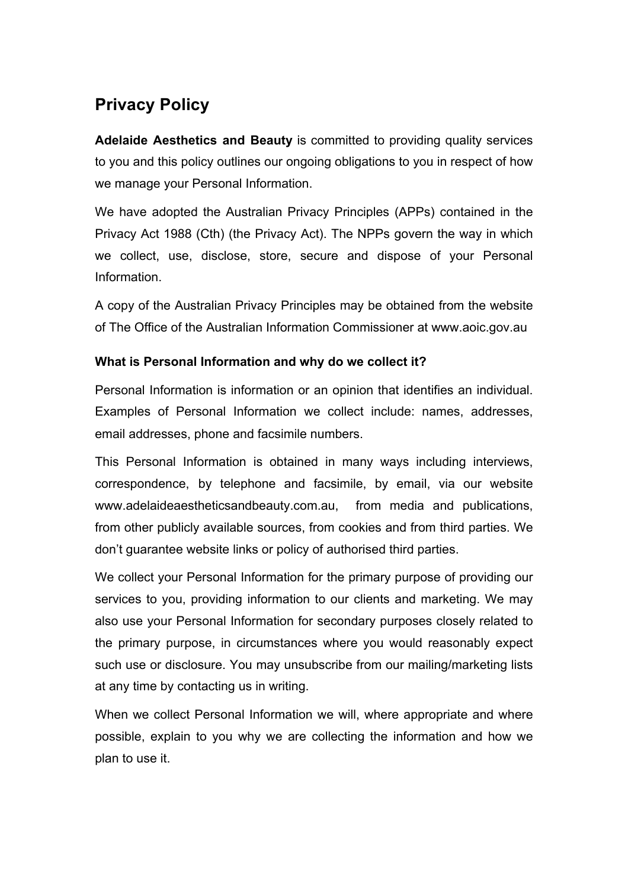# Privacy Policy

**Adelaide Aesthetics and Beauty** is committed to providing quality services to you and this policy outlines our ongoing obligations to you in respect of how we manage your Personal Information.

We have adopted the Australian Privacy Principles (APPs) contained in the Privacy Act 1988 (Cth) (the Privacy Act). The NPPs govern the way in which we collect, use, disclose, store, secure and dispose of your Personal Information.

A copy of the Australian Privacy Principles may be obtained from the website of The Office of the Australian Information Commissioner at www.aoic.gov.au

### What is Personal Information and why do we collect it?

Personal Information is information or an opinion that identifies an individual. Examples of Personal Information we collect include: names, addresses, email addresses, phone and facsimile numbers.

This Personal Information is obtained in many ways including interviews, correspondence, by telephone and facsimile, by email, via our website www.adelaideaestheticsandbeauty.com.au, from media and publications, from other publicly available sources, from cookies and from third parties. We don't guarantee website links or policy of authorised third parties.

We collect your Personal Information for the primary purpose of providing our services to you, providing information to our clients and marketing. We may also use your Personal Information for secondary purposes closely related to the primary purpose, in circumstances where you would reasonably expect such use or disclosure. You may unsubscribe from our mailing/marketing lists at any time by contacting us in writing.

When we collect Personal Information we will, where appropriate and where possible, explain to you why we are collecting the information and how we plan to use it.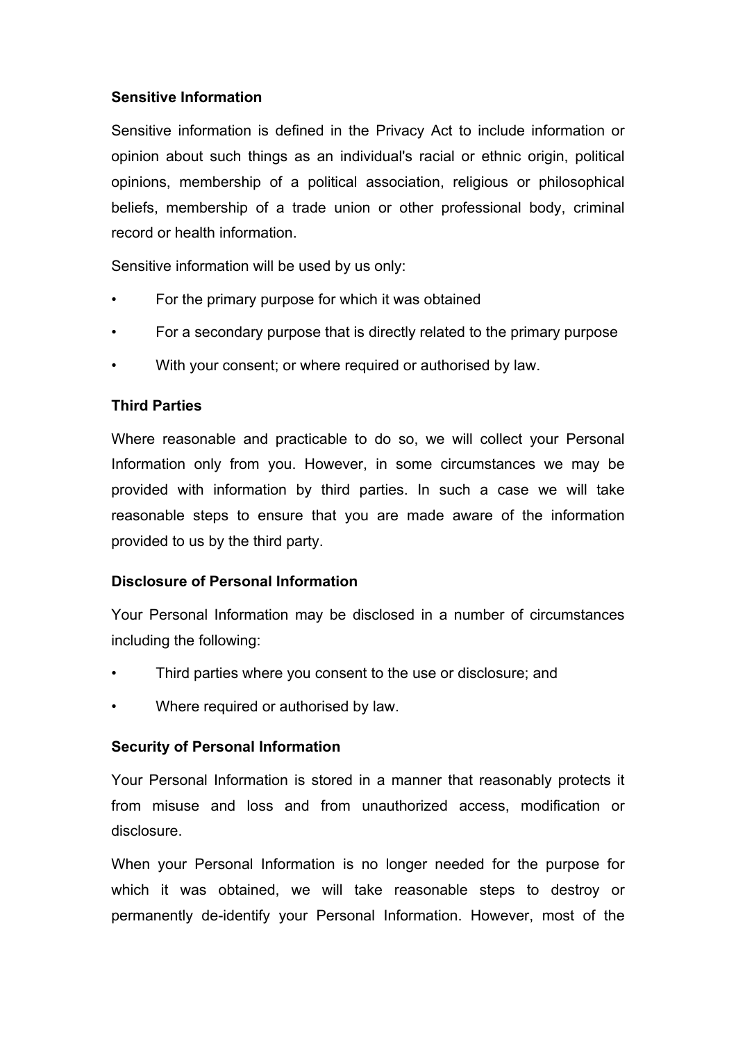**Sensitive Information**

Sensitive information is defined in the Privacy Act to include information or opinion about such things as an individual's racial or ethnic origin, political opinions, membership of a political association, religious or philosophical beliefs, membership of a trade union or other professional body, criminal record or health information.

Sensitive information will be used by us only:

- For the primary purpose for which it was obtained
- For a secondary purpose that is directly related to the primary purpose
- With your consent; or where required or authorised by law.

**Third Parties**

Where reasonable and practicable to do so, we will collect your Personal Information only from you. However, in some circumstances we may be provided with information by third parties. In such a case we will take reasonable steps to ensure that you are made aware of the information provided to us by the third party.

**Disclosure of Personal Information**

Your Personal Information may be disclosed in a number of circumstances including the following:

- Third parties where you consent to the use or disclosure; and
- Where required or authorised by law.

**Security of Personal Information**

Your Personal Information is stored in a manner that reasonably protects it from misuse and loss and from unauthorized access, modification or disclosure.

When your Personal Information is no longer needed for the purpose for which it was obtained, we will take reasonable steps to destroy or permanently de-identify your Personal Information. However, most of the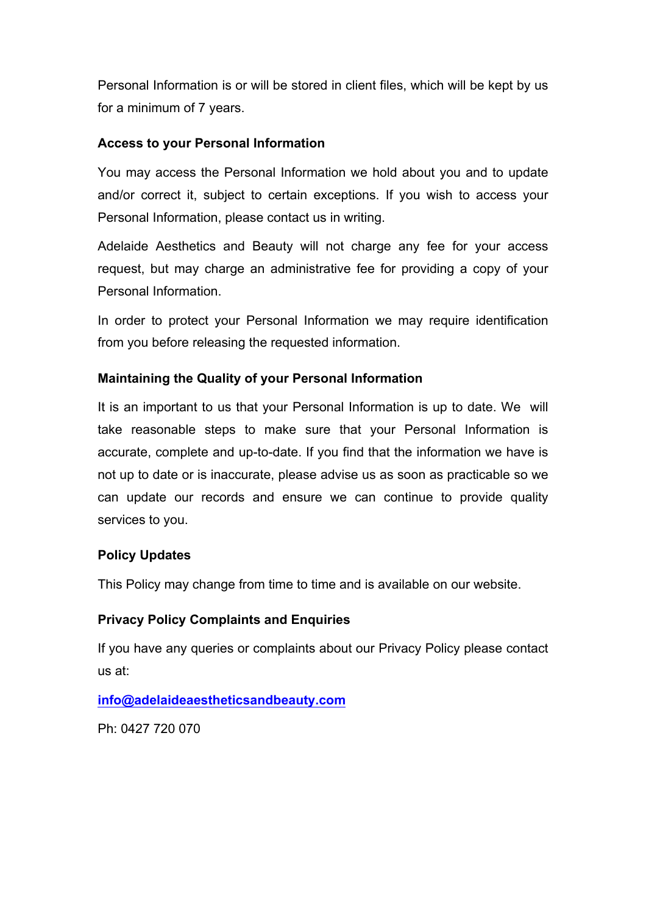Personal Information is or will be stored in client files, which will be kept by us for a minimum of 7 years.

### Access to your Personal Information

You may access the Personal Information we hold about you and to update and/or correct it, subject to certain exceptions. If you wish to access your Personal Information, please contact us in writing.

Adelaide Aesthetics and Beauty will not charge any fee for your access request, but may charge an administrative fee for providing a copy of your Personal Information.

In order to protect your Personal Information we may require identification from you before releasing the requested information.

### Maintaining the Quality of your Personal Information

It is an important to us that your Personal Information is up to date. We will take reasonable steps to make sure that your Personal Information is accurate, complete and up-to-date. If you find that the information we have is not up to date or is inaccurate, please advise us as soon as practicable so we can update our records and ensure we can continue to provide quality services to you.

### Policy Updates

This Policy may change from time to time and is available on our website.

### Privacy Policy Complaints and Enquiries

If you have any queries or complaints about our Privacy Policy please contact us at:

**info@adelaideaestheticsandbeauty.com**

Ph: 0427 720 070